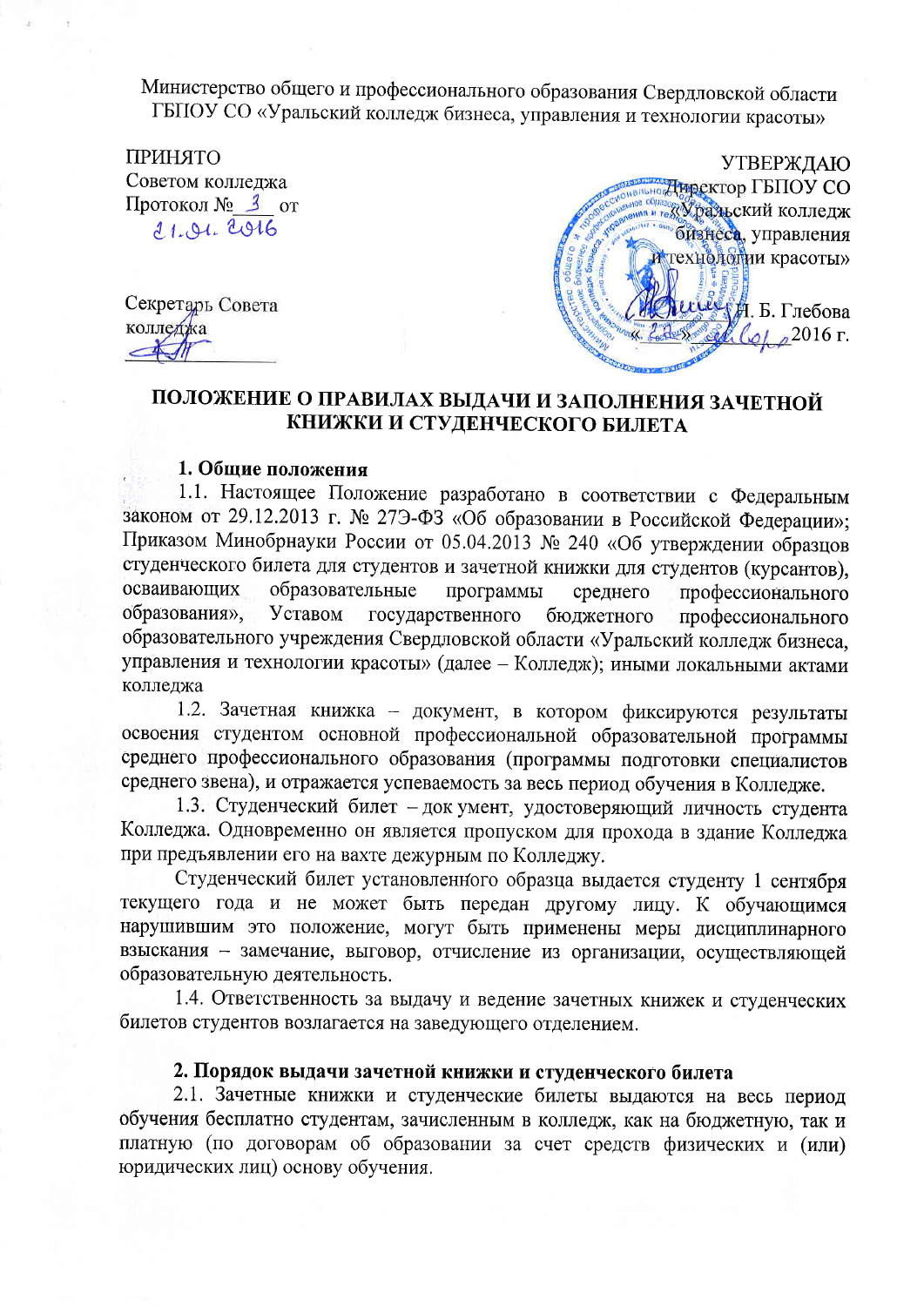Министерство общего и профессионального образования Свердловской области
ГБПОУ СО «Уральский колледж бизнеса, управления и технологии красоты»

ПРИНЯТО
Советом колледжа
Протокол № 3 от 21.01.2016

Секретарь Совета колледжа

УТВЕРЖДАЮ
Директор ГБПОУ СО «Уральский колледж бизнеса, управления и технологии красоты»

Н. Б. Глебова
« 22 » 01 2016 г.

# ПОЛОЖЕНИЕ О ПРАВИЛАХ ВЫДАЧИ И ЗАПОЛНЕНИЯ ЗАЧЕТНОЙ КНИЖКИ И СТУДЕНЧЕСКОГО БИЛЕТА

## 1. Общие положения

1.1. Настоящее Положение разработано в соответствии с Федеральным законом от 29.12.2013 г. № 273-ФЗ «Об образовании в Российской Федерации»; Приказом Минобрнауки России от 05.04.2013 № 240 «Об утверждении образцов студенческого билета для студентов и зачетной книжки для студентов (курсантов), осваивающих образовательные программы среднего профессионального образования», Уставом государственного бюджетного профессионального образовательного учреждения Свердловской области «Уральский колледж бизнеса, управления и технологии красоты» (далее – Колледж); иными локальными актами колледжа

1.2. Зачетная книжка – документ, в котором фиксируются результаты освоения студентом основной профессиональной образовательной программы среднего профессионального образования (программы подготовки специалистов среднего звена), и отражается успеваемость за весь период обучения в Колледже.

1.3. Студенческий билет – документ, удостоверяющий личность студента Колледжа. Одновременно он является пропуском для прохода в здание Колледжа при предъявлении его на вахте дежурным по Колледжу.

Студенческий билет установленного образца выдается студенту 1 сентября текущего года и не может быть передан другому лицу. К обучающимся нарушившим это положение, могут быть применены меры дисциплинарного взыскания – замечание, выговор, отчисление из организации, осуществляющей образовательную деятельность.

1.4. Ответственность за выдачу и ведение зачетных книжек и студенческих билетов студентов возлагается на заведующего отделением.

## 2. Порядок выдачи зачетной книжки и студенческого билета

2.1. Зачетные книжки и студенческие билеты выдаются на весь период обучения бесплатно студентам, зачисленным в колледж, как на бюджетную, так и платную (по договорам об образовании за счет средств физических и (или) юридических лиц) основу обучения.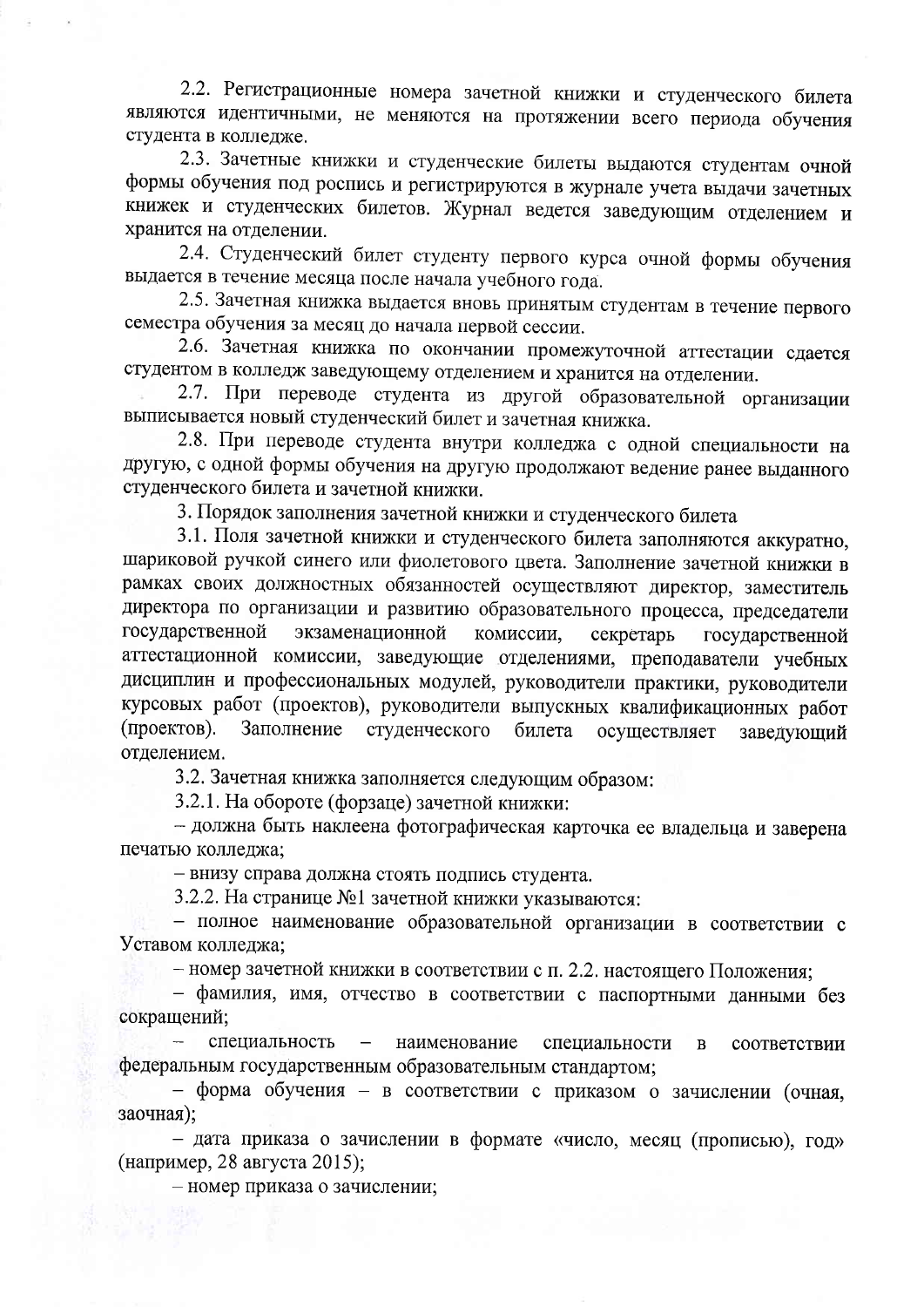2.2. Регистрационные номера зачетной книжки и студенческого билета являются идентичными, не меняются на протяжении всего периода обучения студента в колледже.

2.3. Зачетные книжки и студенческие билеты выдаются студентам очной формы обучения под роспись и регистрируются в журнале учета выдачи зачетных книжек и студенческих билетов. Журнал ведется заведующим отделением и хранится на отделении.

2.4. Студенческий билет студенту первого курса очной формы обучения выдается в течение месяца после начала учебного года.

2.5. Зачетная книжка выдается вновь принятым студентам в течение первого семестра обучения за месяц до начала первой сессии.

2.6. Зачетная книжка по окончании промежуточной аттестации сдается студентом в колледж заведующему отделением и хранится на отделении.

2.7. При переводе студента из другой образовательной организации выписывается новый студенческий билет и зачетная книжка.

2.8. При переводе студента внутри колледжа с одной специальности на другую, с одной формы обучения на другую продолжают ведение ранее выданного студенческого билета и зачетной книжки.

3. Порядок заполнения зачетной книжки и студенческого билета

3.1. Поля зачетной книжки и студенческого билета заполняются аккуратно, шариковой ручкой синего или фиолетового цвета. Заполнение зачетной книжки в рамках своих должностных обязанностей осуществляют директор, заместитель директора по организации и развитию образовательного процесса, председатели государственной экзаменационной комиссии, секретарь государственной аттестационной комиссии, заведующие отделениями, преподаватели учебных дисциплин и профессиональных модулей, руководители практики, руководители курсовых работ (проектов), руководители выпускных квалификационных работ (проектов). Заполнение студенческого билета осуществляет заведующий отделением.

3.2. Зачетная книжка заполняется следующим образом:

3.2.1. На обороте (форзаце) зачетной книжки:

– должна быть наклеена фотографическая карточка ее владельца и заверена печатью колледжа;

– внизу справа должна стоять подпись студента.

3.2.2. На странице №1 зачетной книжки указываются:

– полное наименование образовательной организации в соответствии с Уставом колледжа;

– номер зачетной книжки в соответствии с п. 2.2. настоящего Положения;

– фамилия, имя, отчество в соответствии с паспортными данными без сокращений;

– специальность – наименование специальности в соответствии федеральным государственным образовательным стандартом;

– форма обучения – в соответствии с приказом о зачислении (очная, заочная);

– дата приказа о зачислении в формате «число, месяц (прописью), год» (например, 28 августа 2015);

– номер приказа о зачислении;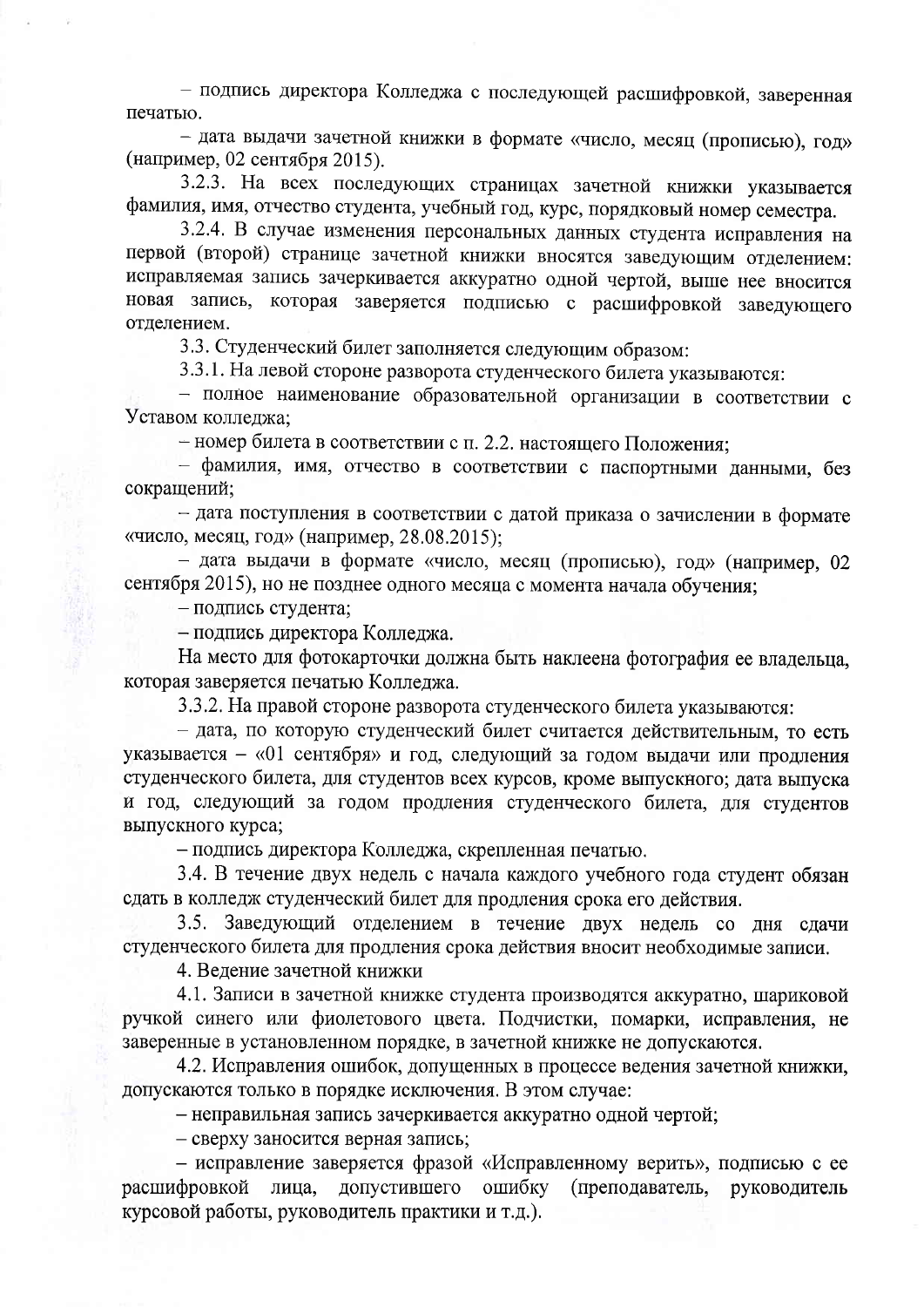– подпись директора Колледжа с последующей расшифровкой, заверенная печатью.

– дата выдачи зачетной книжки в формате «число, месяц (прописью), год» (например, 02 сентября 2015).

3.2.3. На всех последующих страницах зачетной книжки указывается фамилия, имя, отчество студента, учебный год, курс, порядковый номер семестра.

3.2.4. В случае изменения персональных данных студента исправления на первой (второй) странице зачетной книжки вносятся заведующим отделением: исправляемая запись зачеркивается аккуратно одной чертой, выше нее вносится новая запись, которая заверяется подписью с расшифровкой заведующего отделением.

3.3. Студенческий билет заполняется следующим образом:

3.3.1. На левой стороне разворота студенческого билета указываются:

– полное наименование образовательной организации в соответствии с Уставом колледжа;

– номер билета в соответствии с п. 2.2. настоящего Положения;

– фамилия, имя, отчество в соответствии с паспортными данными, без сокращений;

– дата поступления в соответствии с датой приказа о зачислении в формате «число, месяц, год» (например, 28.08.2015);

– дата выдачи в формате «число, месяц (прописью), год» (например, 02 сентября 2015), но не позднее одного месяца с момента начала обучения;

– подпись студента;

– подпись директора Колледжа.

На место для фотокарточки должна быть наклеена фотография ее владельца, которая заверяется печатью Колледжа.

3.3.2. На правой стороне разворота студенческого билета указываются:

– дата, по которую студенческий билет считается действительным, то есть указывается – «01 сентября» и год, следующий за годом выдачи или продления студенческого билета, для студентов всех курсов, кроме выпускного; дата выпуска и год, следующий за годом продления студенческого билета, для студентов выпускного курса;

– подпись директора Колледжа, скрепленная печатью.

3.4. В течение двух недель с начала каждого учебного года студент обязан сдать в колледж студенческий билет для продления срока его действия.

3.5. Заведующий отделением в течение двух недель со дня сдачи студенческого билета для продления срока действия вносит необходимые записи.

4. Ведение зачетной книжки

4.1. Записи в зачетной книжке студента производятся аккуратно, шариковой ручкой синего или фиолетового цвета. Подчистки, помарки, исправления, не заверенные в установленном порядке, в зачетной книжке не допускаются.

4.2. Исправления ошибок, допущенных в процессе ведения зачетной книжки, допускаются только в порядке исключения. В этом случае:

– неправильная запись зачеркивается аккуратно одной чертой;

– сверху заносится верная запись;

– исправление заверяется фразой «Исправленному верить», подписью с ее расшифровкой лица, допустившего ошибку (преподаватель, руководитель курсовой работы, руководитель практики и т.д.).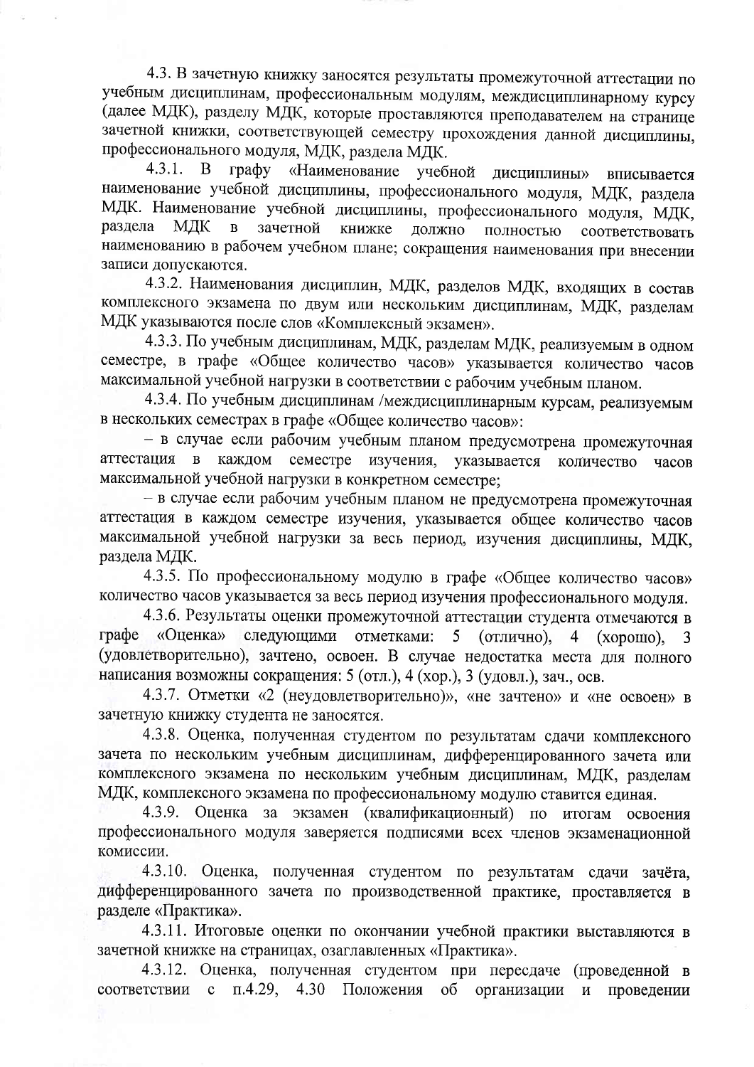4.3. В зачетную книжку заносятся результаты промежуточной аттестации по учебным дисциплинам, профессиональным модулям, междисциплинарному курсу (далее МДК), разделу МДК, которые проставляются преподавателем на странице зачетной книжки, соответствующей семестру прохождения данной дисциплины, профессионального модуля, МДК, раздела МДК.

4.3.1. В графу «Наименование учебной дисциплины» вписывается наименование учебной дисциплины, профессионального модуля, МДК, раздела МДК. Наименование учебной дисциплины, профессионального модуля, МДК, раздела МДК в зачетной книжке должно полностью соответствовать наименованию в рабочем учебном плане; сокращения наименования при внесении записи допускаются.

4.3.2. Наименования дисциплин, МДК, разделов МДК, входящих в состав комплексного экзамена по двум или нескольким дисциплинам, МДК, разделам МДК указываются после слов «Комплексный экзамен».

4.3.3. По учебным дисциплинам, МДК, разделам МДК, реализуемым в одном семестре, в графе «Общее количество часов» указывается количество часов максимальной учебной нагрузки в соответствии с рабочим учебным планом.

4.3.4. По учебным дисциплинам /междисциплинарным курсам, реализуемым в нескольких семестрах в графе «Общее количество часов»:

– в случае если рабочим учебным планом предусмотрена промежуточная аттестация в каждом семестре изучения, указывается количество часов максимальной учебной нагрузки в конкретном семестре;

– в случае если рабочим учебным планом не предусмотрена промежуточная аттестация в каждом семестре изучения, указывается общее количество часов максимальной учебной нагрузки за весь период, изучения дисциплины, МДК, раздела МДК.

4.3.5. По профессиональному модулю в графе «Общее количество часов» количество часов указывается за весь период изучения профессионального модуля.

4.3.6. Результаты оценки промежуточной аттестации студента отмечаются в графе «Оценка» следующими отметками: 5 (отлично), 4 (хорошо), 3 (удовлетворительно), зачтено, освоен. В случае недостатка места для полного написания возможны сокращения: 5 (отл.), 4 (хор.), 3 (удовл.), зач., осв.

4.3.7. Отметки «2 (неудовлетворительно)», «не зачтено» и «не освоен» в зачетную книжку студента не заносятся.

4.3.8. Оценка, полученная студентом по результатам сдачи комплексного зачета по нескольким учебным дисциплинам, дифференцированного зачета или комплексного экзамена по нескольким учебным дисциплинам, МДК, разделам МДК, комплексного экзамена по профессиональному модулю ставится единая.

4.3.9. Оценка за экзамен (квалификационный) по итогам освоения профессионального модуля заверяется подписями всех членов экзаменационной комиссии.

4.3.10. Оценка, полученная студентом по результатам сдачи зачёта, дифференцированного зачета по производственной практике, проставляется в разделе «Практика».

4.3.11. Итоговые оценки по окончании учебной практики выставляются в зачетной книжке на страницах, озаглавленных «Практика».

4.3.12. Оценка, полученная студентом при пересдаче (проведенной в соответствии с п.4.29, 4.30 Положения об организации и проведении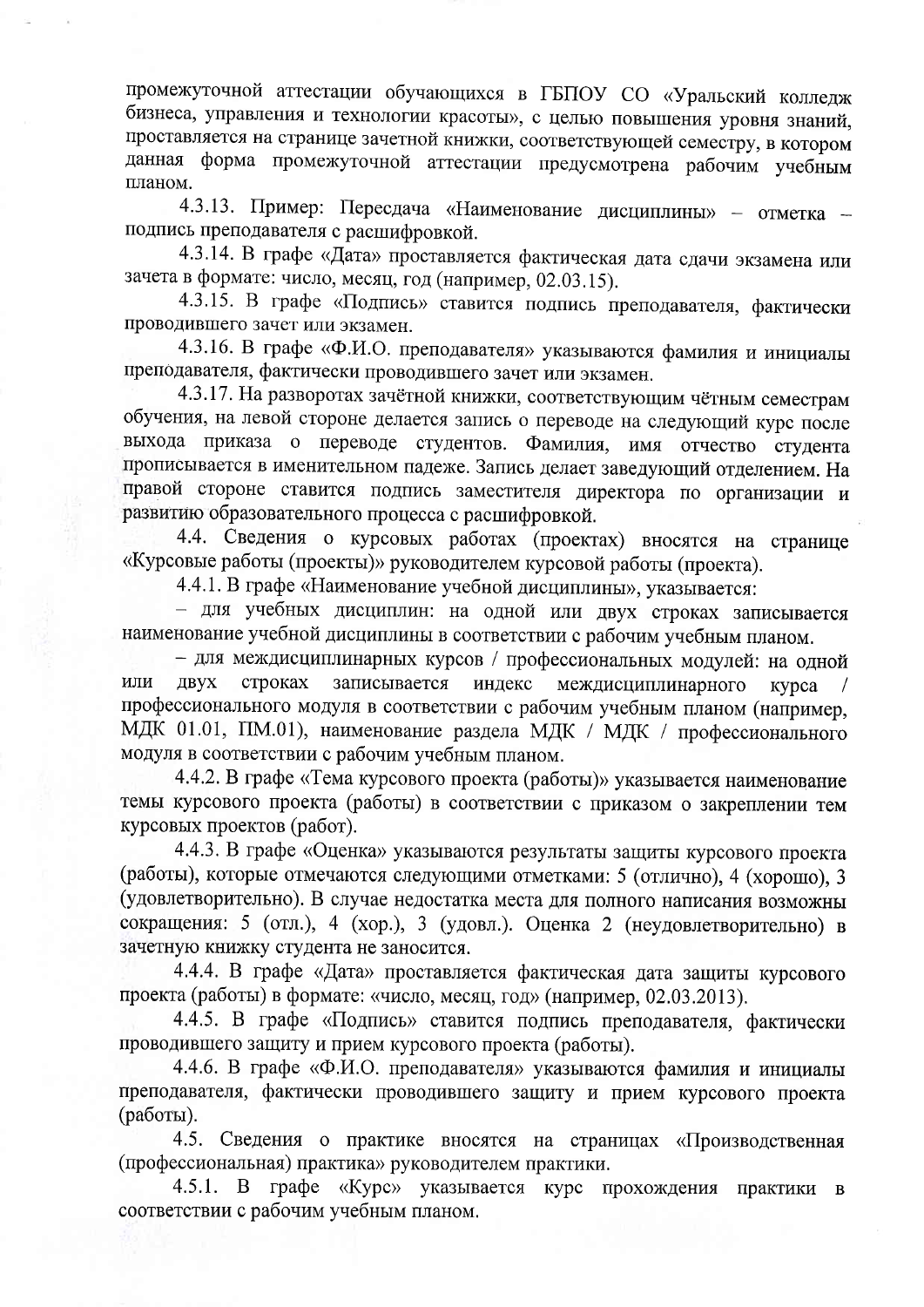промежуточной аттестации обучающихся в ГБПОУ СО «Уральский колледж бизнеса, управления и технологии красоты», с целью повышения уровня знаний, проставляется на странице зачетной книжки, соответствующей семестру, в котором данная форма промежуточной аттестации предусмотрена рабочим учебным планом.

4.3.13. Пример: Пересдача «Наименование дисциплины» – отметка – подпись преподавателя с расшифровкой.

4.3.14. В графе «Дата» проставляется фактическая дата сдачи экзамена или зачета в формате: число, месяц, год (например, 02.03.15).

4.3.15. В графе «Подпись» ставится подпись преподавателя, фактически проводившего зачет или экзамен.

4.3.16. В графе «Ф.И.О. преподавателя» указываются фамилия и инициалы преподавателя, фактически проводившего зачет или экзамен.

4.3.17. На разворотах зачётной книжки, соответствующим чётным семестрам обучения, на левой стороне делается запись о переводе на следующий курс после выхода приказа о переводе студентов. Фамилия, имя отчество студента прописывается в именительном падеже. Запись делает заведующий отделением. На правой стороне ставится подпись заместителя директора по организации и развитию образовательного процесса с расшифровкой.

4.4. Сведения о курсовых работах (проектах) вносятся на странице «Курсовые работы (проекты)» руководителем курсовой работы (проекта).

4.4.1. В графе «Наименование учебной дисциплины», указывается:

– для учебных дисциплин: на одной или двух строках записывается наименование учебной дисциплины в соответствии с рабочим учебным планом.

– для междисциплинарных курсов / профессиональных модулей: на одной или двух строках записывается индекс междисциплинарного курса / профессионального модуля в соответствии с рабочим учебным планом (например, МДК 01.01, ПМ.01), наименование раздела МДК / МДК / профессионального модуля в соответствии с рабочим учебным планом.

4.4.2. В графе «Тема курсового проекта (работы)» указывается наименование темы курсового проекта (работы) в соответствии с приказом о закреплении тем курсовых проектов (работ).

4.4.3. В графе «Оценка» указываются результаты защиты курсового проекта (работы), которые отмечаются следующими отметками: 5 (отлично), 4 (хорошо), 3 (удовлетворительно). В случае недостатка места для полного написания возможны сокращения: 5 (отл.), 4 (хор.), 3 (удовл.). Оценка 2 (неудовлетворительно) в зачетную книжку студента не заносится.

4.4.4. В графе «Дата» проставляется фактическая дата защиты курсового проекта (работы) в формате: «число, месяц, год» (например, 02.03.2013).

4.4.5. В графе «Подпись» ставится подпись преподавателя, фактически проводившего защиту и прием курсового проекта (работы).

4.4.6. В графе «Ф.И.О. преподавателя» указываются фамилия и инициалы преподавателя, фактически проводившего защиту и прием курсового проекта (работы).

4.5. Сведения о практике вносятся на страницах «Производственная (профессиональная) практика» руководителем практики.

4.5.1. В графе «Курс» указывается курс прохождения практики в соответствии с рабочим учебным планом.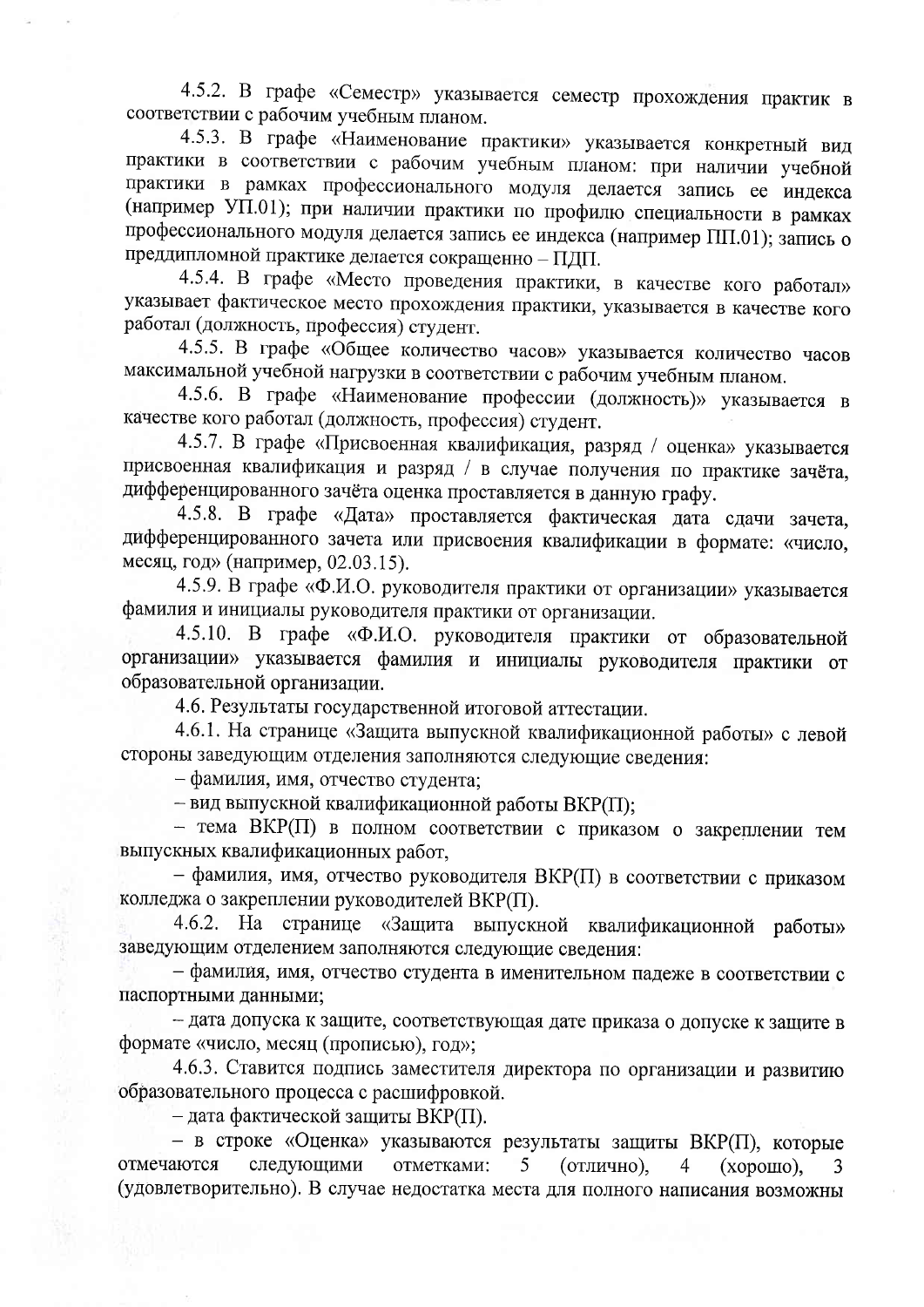4.5.2. В графе «Семестр» указывается семестр прохождения практик в соответствии с рабочим учебным планом.

4.5.3. В графе «Наименование практики» указывается конкретный вид практики в соответствии с рабочим учебным планом: при наличии учебной практики в рамках профессионального модуля делается запись ее индекса (например УП.01); при наличии практики по профилю специальности в рамках профессионального модуля делается запись ее индекса (например ПП.01); запись о преддипломной практике делается сокращенно – ПДП.

4.5.4. В графе «Место проведения практики, в качестве кого работал» указывает фактическое место прохождения практики, указывается в качестве кого работал (должность, профессия) студент.

4.5.5. В графе «Общее количество часов» указывается количество часов максимальной учебной нагрузки в соответствии с рабочим учебным планом.

4.5.6. В графе «Наименование профессии (должность)» указывается в качестве кого работал (должность, профессия) студент.

4.5.7. В графе «Присвоенная квалификация, разряд / оценка» указывается присвоенная квалификация и разряд / в случае получения по практике зачёта, дифференцированного зачёта оценка проставляется в данную графу.

4.5.8. В графе «Дата» проставляется фактическая дата сдачи зачета, дифференцированного зачета или присвоения квалификации в формате: «число, месяц, год» (например, 02.03.15).

4.5.9. В графе «Ф.И.О. руководителя практики от организации» указывается фамилия и инициалы руководителя практики от организации.

4.5.10. В графе «Ф.И.О. руководителя практики от образовательной организации» указывается фамилия и инициалы руководителя практики от образовательной организации.

4.6. Результаты государственной итоговой аттестации.

4.6.1. На странице «Защита выпускной квалификационной работы» с левой стороны заведующим отделения заполняются следующие сведения:

– фамилия, имя, отчество студента;

– вид выпускной квалификационной работы ВКР(П);

– тема ВКР(П) в полном соответствии с приказом о закреплении тем выпускных квалификационных работ,

– фамилия, имя, отчество руководителя ВКР(П) в соответствии с приказом колледжа о закреплении руководителей ВКР(П).

4.6.2. На странице «Защита выпускной квалификационной работы» заведующим отделением заполняются следующие сведения:

– фамилия, имя, отчество студента в именительном падеже в соответствии с паспортными данными;

– дата допуска к защите, соответствующая дате приказа о допуске к защите в формате «число, месяц (прописью), год»;

4.6.3. Ставится подпись заместителя директора по организации и развитию образовательного процесса с расшифровкой.

– дата фактической защиты ВКР(П).

– в строке «Оценка» указываются результаты защиты ВКР(П), которые отмечаются следующими отметками: 5 (отлично), 4 (хорошо), 3 (удовлетворительно). В случае недостатка места для полного написания возможны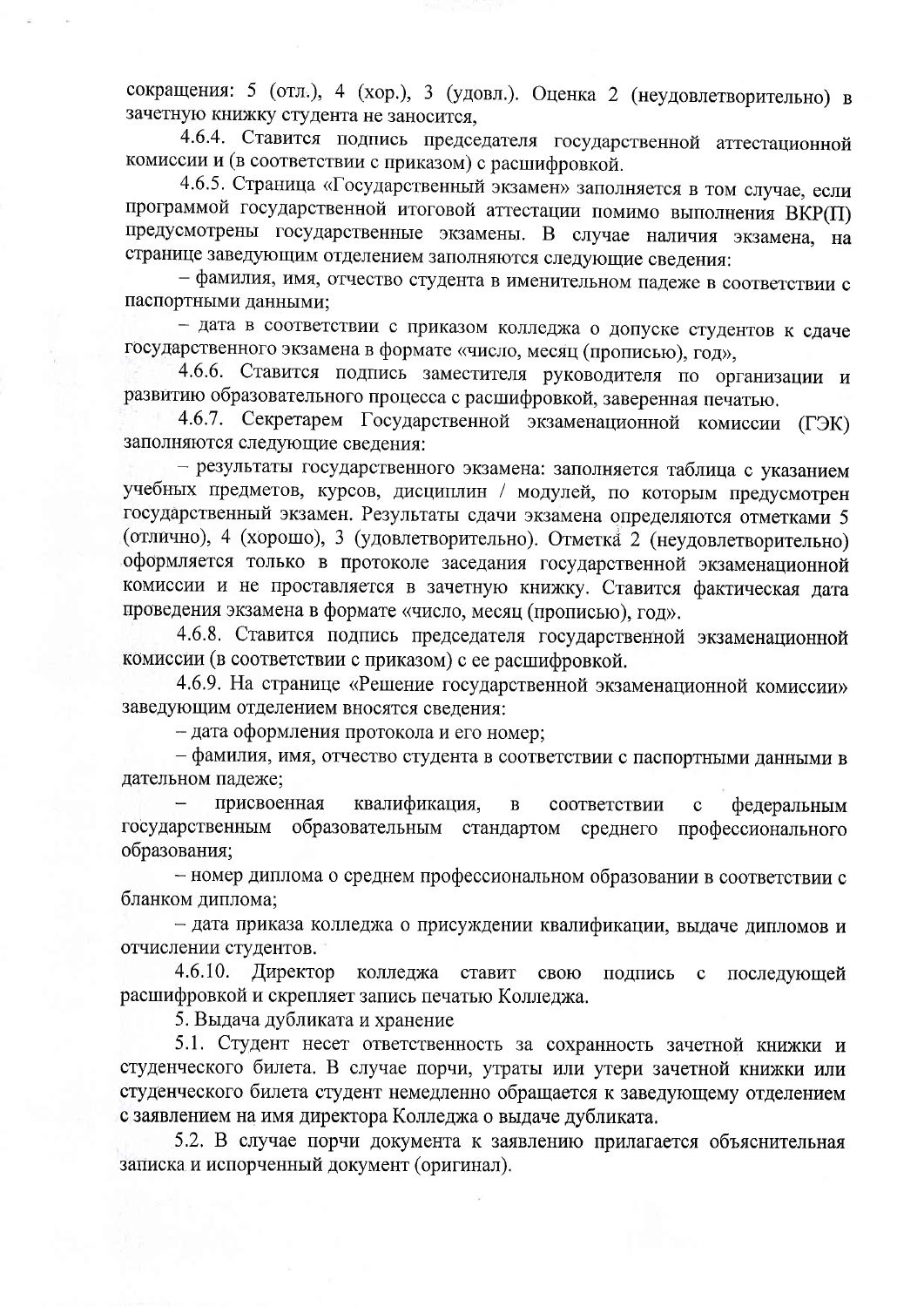сокращения: 5 (отл.), 4 (хор.), 3 (удовл.). Оценка 2 (неудовлетворительно) в зачетную книжку студента не заносится,

4.6.4. Ставится подпись председателя государственной аттестационной комиссии и (в соответствии с приказом) с расшифровкой.

4.6.5. Страница «Государственный экзамен» заполняется в том случае, если программой государственной итоговой аттестации помимо выполнения ВКР(П) предусмотрены государственные экзамены. В случае наличия экзамена, на странице заведующим отделением заполняются следующие сведения:

– фамилия, имя, отчество студента в именительном падеже в соответствии с паспортными данными;

– дата в соответствии с приказом колледжа о допуске студентов к сдаче государственного экзамена в формате «число, месяц (прописью), год»,

4.6.6. Ставится подпись заместителя руководителя по организации и развитию образовательного процесса с расшифровкой, заверенная печатью.

4.6.7. Секретарем Государственной экзаменационной комиссии (ГЭК) заполняются следующие сведения:

– результаты государственного экзамена: заполняется таблица с указанием учебных предметов, курсов, дисциплин / модулей, по которым предусмотрен государственный экзамен. Результаты сдачи экзамена определяются отметками 5 (отлично), 4 (хорошо), 3 (удовлетворительно). Отметка 2 (неудовлетворительно) оформляется только в протоколе заседания государственной экзаменационной комиссии и не проставляется в зачетную книжку. Ставится фактическая дата проведения экзамена в формате «число, месяц (прописью), год».

4.6.8. Ставится подпись председателя государственной экзаменационной комиссии (в соответствии с приказом) с ее расшифровкой.

4.6.9. На странице «Решение государственной экзаменационной комиссии» заведующим отделением вносятся сведения:

– дата оформления протокола и его номер;

– фамилия, имя, отчество студента в соответствии с паспортными данными в дательном падеже;

– присвоенная квалификация, в соответствии с федеральным государственным образовательным стандартом среднего профессионального образования;

– номер диплома о среднем профессиональном образовании в соответствии с бланком диплома;

– дата приказа колледжа о присуждении квалификации, выдаче дипломов и отчислении студентов.

4.6.10. Директор колледжа ставит свою подпись с последующей расшифровкой и скрепляет запись печатью Колледжа.

5. Выдача дубликата и хранение

5.1. Студент несет ответственность за сохранность зачетной книжки и студенческого билета. В случае порчи, утраты или утери зачетной книжки или студенческого билета студент немедленно обращается к заведующему отделением с заявлением на имя директора Колледжа о выдаче дубликата.

5.2. В случае порчи документа к заявлению прилагается объяснительная записка и испорченный документ (оригинал).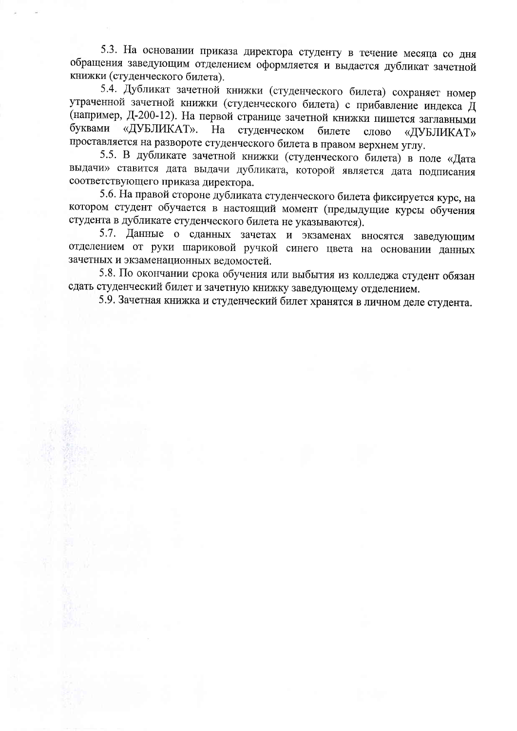5.3. На основании приказа директора студенту в течение месяца со дня обращения заведующим отделением оформляется и выдается дубликат зачетной книжки (студенческого билета).

5.4. Дубликат зачетной книжки (студенческого билета) сохраняет номер утраченной зачетной книжки (студенческого билета) с прибавление индекса Д (например, Д-200-12). На первой странице зачетной книжки пишется заглавными буквами «ДУБЛИКАТ». На студенческом билете слово «ДУБЛИКАТ» проставляется на развороте студенческого билета в правом верхнем углу.

5.5. В дубликате зачетной книжки (студенческого билета) в поле «Дата выдачи» ставится дата выдачи дубликата, которой является дата подписания соответствующего приказа директора.

5.6. На правой стороне дубликата студенческого билета фиксируется курс, на котором студент обучается в настоящий момент (предыдущие курсы обучения студента в дубликате студенческого билета не указываются).

5.7. Данные о сданных зачетах и экзаменах вносятся заведующим отделением от руки шариковой ручкой синего цвета на основании данных зачетных и экзаменационных ведомостей.

5.8. По окончании срока обучения или выбытия из колледжа студент обязан сдать студенческий билет и зачетную книжку заведующему отделением.

5.9. Зачетная книжка и студенческий билет хранятся в личном деле студента.